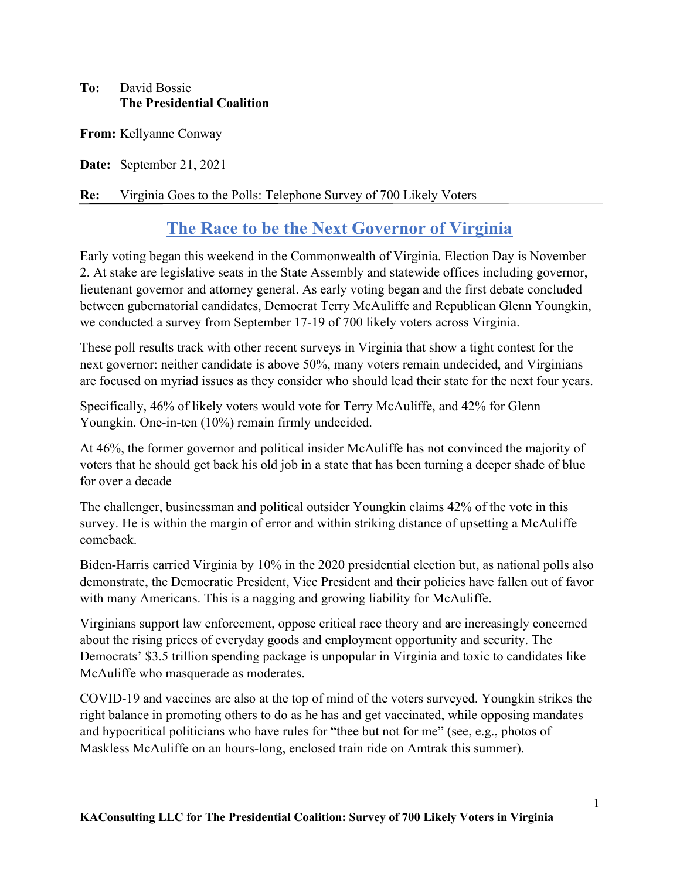**To:** David Bossie
**The Presidential Coalition**

**From:** Kellyanne Conway

**Date:** September 21, 2021

**Re:** Virginia Goes to the Polls: Telephone Survey of 700 Likely Voters

# The Race to be the Next Governor of Virginia

Early voting began this weekend in the Commonwealth of Virginia. Election Day is November 2. At stake are legislative seats in the State Assembly and statewide offices including governor, lieutenant governor and attorney general. As early voting began and the first debate concluded between gubernatorial candidates, Democrat Terry McAuliffe and Republican Glenn Youngkin, we conducted a survey from September 17-19 of 700 likely voters across Virginia.

These poll results track with other recent surveys in Virginia that show a tight contest for the next governor: neither candidate is above 50%, many voters remain undecided, and Virginians are focused on myriad issues as they consider who should lead their state for the next four years.

Specifically, 46% of likely voters would vote for Terry McAuliffe, and 42% for Glenn Youngkin. One-in-ten (10%) remain firmly undecided.

At 46%, the former governor and political insider McAuliffe has not convinced the majority of voters that he should get back his old job in a state that has been turning a deeper shade of blue for over a decade

The challenger, businessman and political outsider Youngkin claims 42% of the vote in this survey. He is within the margin of error and within striking distance of upsetting a McAuliffe comeback.

Biden-Harris carried Virginia by 10% in the 2020 presidential election but, as national polls also demonstrate, the Democratic President, Vice President and their policies have fallen out of favor with many Americans. This is a nagging and growing liability for McAuliffe.

Virginians support law enforcement, oppose critical race theory and are increasingly concerned about the rising prices of everyday goods and employment opportunity and security. The Democrats' $3.5 trillion spending package is unpopular in Virginia and toxic to candidates like McAuliffe who masquerade as moderates.

COVID-19 and vaccines are also at the top of mind of the voters surveyed. Youngkin strikes the right balance in promoting others to do as he has and get vaccinated, while opposing mandates and hypocritical politicians who have rules for "thee but not for me" (see, e.g., photos of Maskless McAuliffe on an hours-long, enclosed train ride on Amtrak this summer).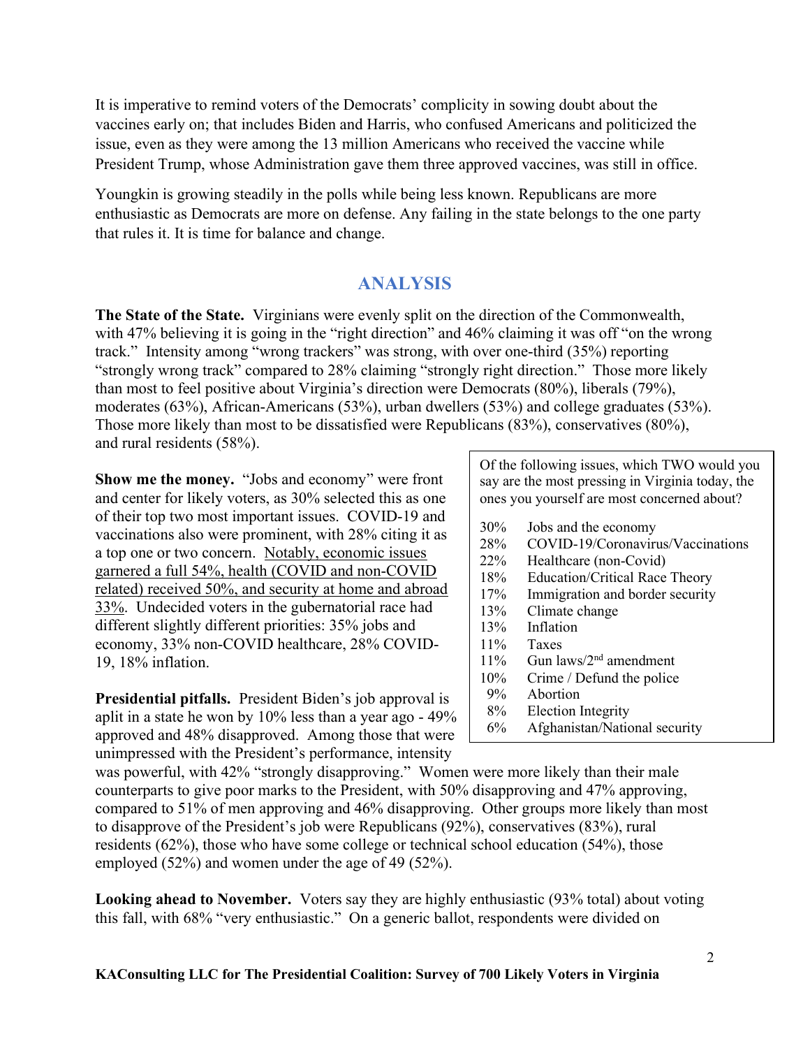It is imperative to remind voters of the Democrats' complicity in sowing doubt about the vaccines early on; that includes Biden and Harris, who confused Americans and politicized the issue, even as they were among the 13 million Americans who received the vaccine while President Trump, whose Administration gave them three approved vaccines, was still in office.

Youngkin is growing steadily in the polls while being less known. Republicans are more enthusiastic as Democrats are more on defense. Any failing in the state belongs to the one party that rules it. It is time for balance and change.

## ANALYSIS

**The State of the State.** Virginians were evenly split on the direction of the Commonwealth, with 47% believing it is going in the "right direction" and 46% claiming it was off "on the wrong track." Intensity among "wrong trackers" was strong, with over one-third (35%) reporting "strongly wrong track" compared to 28% claiming "strongly right direction." Those more likely than most to feel positive about Virginia's direction were Democrats (80%), liberals (79%), moderates (63%), African-Americans (53%), urban dwellers (53%) and college graduates (53%). Those more likely than most to be dissatisfied were Republicans (83%), conservatives (80%), and rural residents (58%).

**Show me the money.** "Jobs and economy" were front and center for likely voters, as 30% selected this as one of their top two most important issues. COVID-19 and vaccinations also were prominent, with 28% citing it as a top one or two concern. <u>Notably, economic issues garnered a full 54%, health (COVID and non-COVID related) received 50%, and security at home and abroad 33%</u>. Undecided voters in the gubernatorial race had different slightly different priorities: 35% jobs and economy, 33% non-COVID healthcare, 28% COVID-19, 18% inflation.

Of the following issues, which TWO would you say are the most pressing in Virginia today, the ones you yourself are most concerned about?

| % | Issue |
|---|---|
| 30% | Jobs and the economy |
| 28% | COVID-19/Coronavirus/Vaccinations |
| 22% | Healthcare (non-Covid) |
| 18% | Education/Critical Race Theory |
| 17% | Immigration and border security |
| 13% | Climate change |
| 13% | Inflation |
| 11% | Taxes |
| 11% | Gun laws/2nd amendment |
| 10% | Crime / Defund the police |
| 9% | Abortion |
| 8% | Election Integrity |
| 6% | Afghanistan/National security |

**Presidential pitfalls.** President Biden's job approval is aplit in a state he won by 10% less than a year ago - 49% approved and 48% disapproved. Among those that were unimpressed with the President's performance, intensity was powerful, with 42% "strongly disapproving." Women were more likely than their male counterparts to give poor marks to the President, with 50% disapproving and 47% approving, compared to 51% of men approving and 46% disapproving. Other groups more likely than most to disapprove of the President's job were Republicans (92%), conservatives (83%), rural residents (62%), those who have some college or technical school education (54%), those employed (52%) and women under the age of 49 (52%).

**Looking ahead to November.** Voters say they are highly enthusiastic (93% total) about voting this fall, with 68% "very enthusiastic." On a generic ballot, respondents were divided on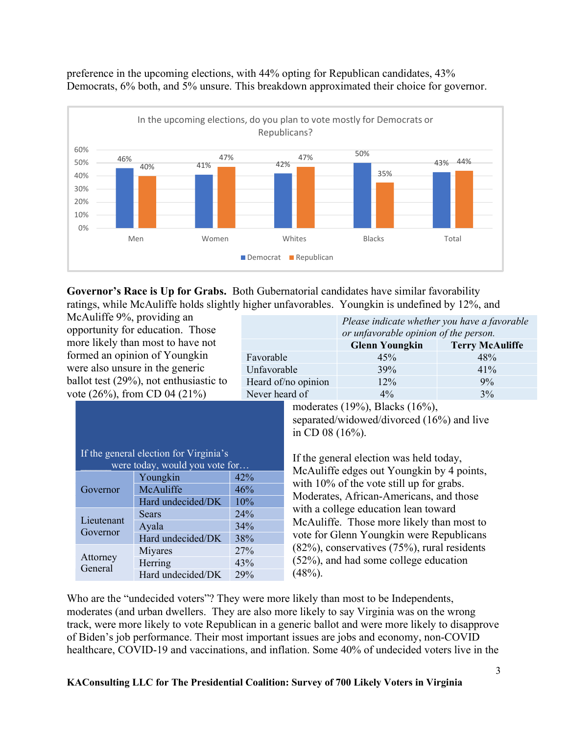preference in the upcoming elections, with 44% opting for Republican candidates, 43% Democrats, 6% both, and 5% unsure. This breakdown approximated their choice for governor.

In the upcoming elections, do you plan to vote mostly for Democrats or Republicans?

| | Men | Women | Whites | Blacks | Total |
|---|---|---|---|---|---|
| Democrat | 46% | 41% | 42% | 50% | 43% |
| Republican | 40% | 47% | 47% | 35% | 44% |

**Governor's Race is Up for Grabs.** Both Gubernatorial candidates have similar favorability ratings, while McAuliffe holds slightly higher unfavorables. Youngkin is undefined by 12%, and McAuliffe 9%, providing an opportunity for education. Those more likely than most to have not formed an opinion of Youngkin were also unsure in the generic ballot test (29%), not enthusiastic to vote (26%), from CD 04 (21%) moderates (19%), Blacks (16%), separated/widowed/divorced (16%) and live in CD 08 (16%).

| | *Please indicate whether you have a favorable or unfavorable opinion of the person.* | |
|---|---|---|
| | **Glenn Youngkin** | **Terry McAuliffe** |
| Favorable | 45% | 48% |
| Unfavorable | 39% | 41% |
| Heard of/no opinion | 12% | 9% |
| Never heard of | 4% | 3% |

| If the general election for Virginia's ______ were today, would you vote for… | | |
|---|---|---|
| Governor | Youngkin | 42% |
| | McAuliffe | 46% |
| | Hard undecided/DK | 10% |
| Lieutenant Governor | Sears | 24% |
| | Ayala | 34% |
| | Hard undecided/DK | 38% |
| Attorney General | Miyares | 27% |
| | Herring | 43% |
| | Hard undecided/DK | 29% |

If the general election was held today, McAuliffe edges out Youngkin by 4 points, with 10% of the vote still up for grabs. Moderates, African-Americans, and those with a college education lean toward McAuliffe. Those more likely than most to vote for Glenn Youngkin were Republicans (82%), conservatives (75%), rural residents (52%), and had some college education (48%).

Who are the "undecided voters"? They were more likely than most to be Independents, moderates (and urban dwellers. They are also more likely to say Virginia was on the wrong track, were more likely to vote Republican in a generic ballot and were more likely to disapprove of Biden's job performance. Their most important issues are jobs and economy, non-COVID healthcare, COVID-19 and vaccinations, and inflation. Some 40% of undecided voters live in the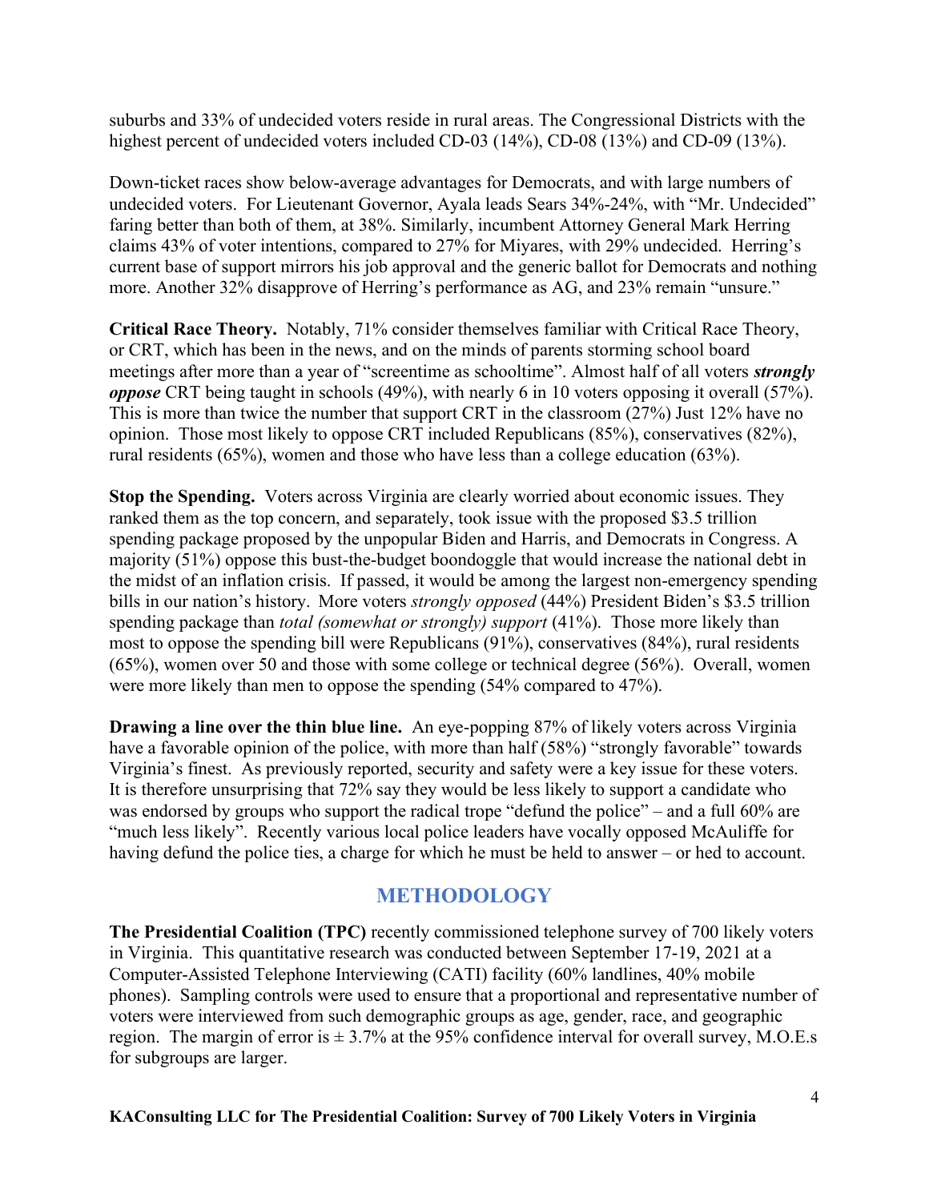suburbs and 33% of undecided voters reside in rural areas. The Congressional Districts with the highest percent of undecided voters included CD-03 (14%), CD-08 (13%) and CD-09 (13%).

Down-ticket races show below-average advantages for Democrats, and with large numbers of undecided voters. For Lieutenant Governor, Ayala leads Sears 34%-24%, with "Mr. Undecided" faring better than both of them, at 38%. Similarly, incumbent Attorney General Mark Herring claims 43% of voter intentions, compared to 27% for Miyares, with 29% undecided. Herring's current base of support mirrors his job approval and the generic ballot for Democrats and nothing more. Another 32% disapprove of Herring's performance as AG, and 23% remain "unsure."

**Critical Race Theory.** Notably, 71% consider themselves familiar with Critical Race Theory, or CRT, which has been in the news, and on the minds of parents storming school board meetings after more than a year of "screentime as schooltime". Almost half of all voters ***strongly oppose*** CRT being taught in schools (49%), with nearly 6 in 10 voters opposing it overall (57%). This is more than twice the number that support CRT in the classroom (27%) Just 12% have no opinion. Those most likely to oppose CRT included Republicans (85%), conservatives (82%), rural residents (65%), women and those who have less than a college education (63%).

**Stop the Spending.** Voters across Virginia are clearly worried about economic issues. They ranked them as the top concern, and separately, took issue with the proposed $3.5 trillion spending package proposed by the unpopular Biden and Harris, and Democrats in Congress. A majority (51%) oppose this bust-the-budget boondoggle that would increase the national debt in the midst of an inflation crisis. If passed, it would be among the largest non-emergency spending bills in our nation's history. More voters *strongly opposed* (44%) President Biden's $3.5 trillion spending package than *total (somewhat or strongly) support* (41%). Those more likely than most to oppose the spending bill were Republicans (91%), conservatives (84%), rural residents (65%), women over 50 and those with some college or technical degree (56%). Overall, women were more likely than men to oppose the spending (54% compared to 47%).

**Drawing a line over the thin blue line.** An eye-popping 87% of likely voters across Virginia have a favorable opinion of the police, with more than half (58%) "strongly favorable" towards Virginia's finest. As previously reported, security and safety were a key issue for these voters. It is therefore unsurprising that 72% say they would be less likely to support a candidate who was endorsed by groups who support the radical trope "defund the police" – and a full 60% are "much less likely". Recently various local police leaders have vocally opposed McAuliffe for having defund the police ties, a charge for which he must be held to answer – or hed to account.

## METHODOLOGY

**The Presidential Coalition (TPC)** recently commissioned telephone survey of 700 likely voters in Virginia. This quantitative research was conducted between September 17-19, 2021 at a Computer-Assisted Telephone Interviewing (CATI) facility (60% landlines, 40% mobile phones). Sampling controls were used to ensure that a proportional and representative number of voters were interviewed from such demographic groups as age, gender, race, and geographic region. The margin of error is ± 3.7% at the 95% confidence interval for overall survey, M.O.E.s for subgroups are larger.